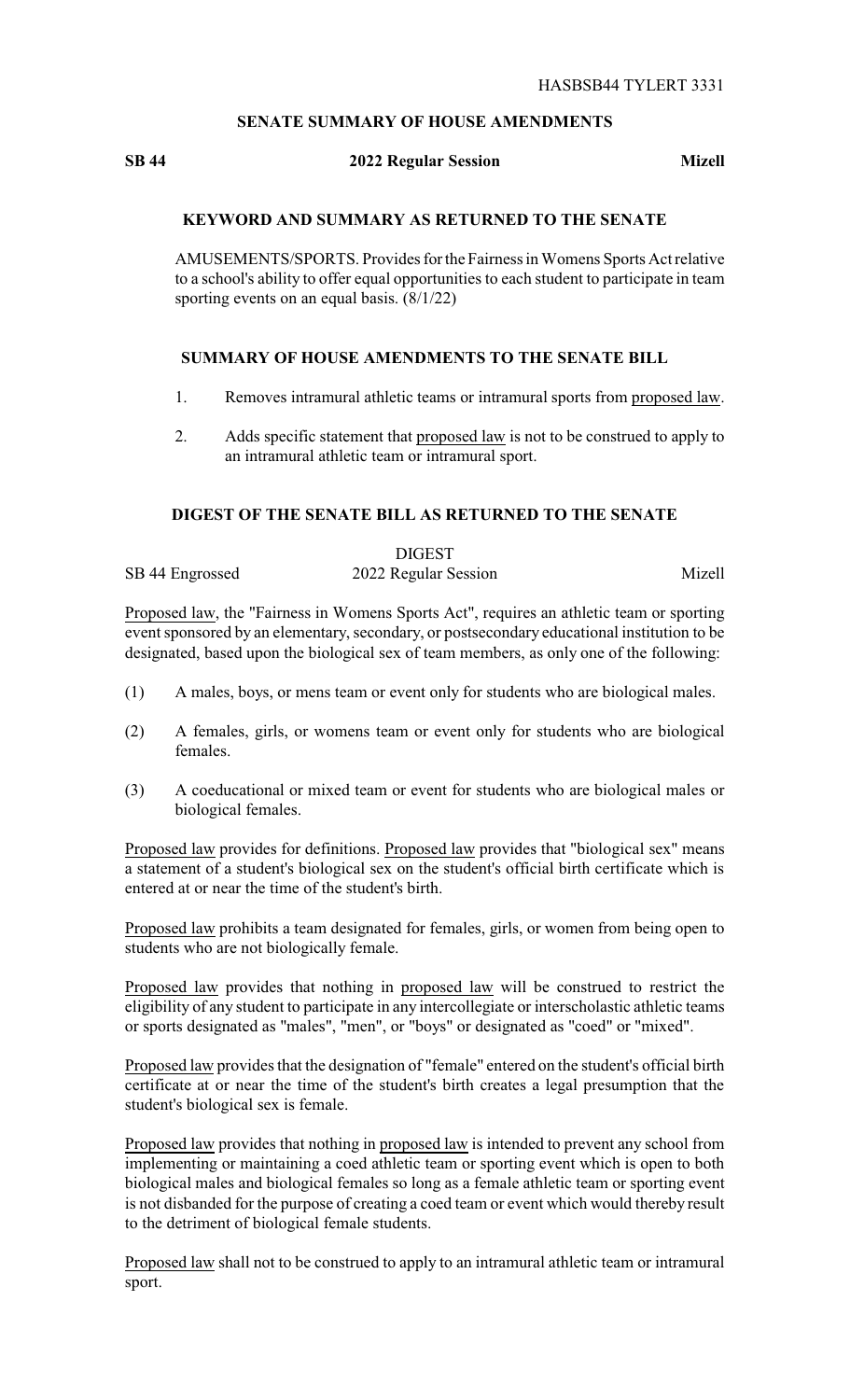HASBSB44 TYLERT 3331

## SENATE SUMMARY OF HOUSE AMENDMENTS

**SB 44 — 2022 Regular Session — Mizell**

### KEYWORD AND SUMMARY AS RETURNED TO THE SENATE

AMUSEMENTS/SPORTS. Provides for the Fairness in Womens Sports Act relative to a school's ability to offer equal opportunities to each student to participate in team sporting events on an equal basis. (8/1/22)

### SUMMARY OF HOUSE AMENDMENTS TO THE SENATE BILL

1. Removes intramural athletic teams or intramural sports from proposed law.
2. Adds specific statement that proposed law is not to be construed to apply to an intramural athletic team or intramural sport.

### DIGEST OF THE SENATE BILL AS RETURNED TO THE SENATE

DIGEST

SB 44 Engrossed — 2022 Regular Session — Mizell

Proposed law, the "Fairness in Womens Sports Act", requires an athletic team or sporting event sponsored by an elementary, secondary, or postsecondary educational institution to be designated, based upon the biological sex of team members, as only one of the following:

(1) A males, boys, or mens team or event only for students who are biological males.

(2) A females, girls, or womens team or event only for students who are biological females.

(3) A coeducational or mixed team or event for students who are biological males or biological females.

Proposed law provides for definitions. Proposed law provides that "biological sex" means a statement of a student's biological sex on the student's official birth certificate which is entered at or near the time of the student's birth.

Proposed law prohibits a team designated for females, girls, or women from being open to students who are not biologically female.

Proposed law provides that nothing in proposed law will be construed to restrict the eligibility of any student to participate in any intercollegiate or interscholastic athletic teams or sports designated as "males", "men", or "boys" or designated as "coed" or "mixed".

Proposed law provides that the designation of "female" entered on the student's official birth certificate at or near the time of the student's birth creates a legal presumption that the student's biological sex is female.

Proposed law provides that nothing in proposed law is intended to prevent any school from implementing or maintaining a coed athletic team or sporting event which is open to both biological males and biological females so long as a female athletic team or sporting event is not disbanded for the purpose of creating a coed team or event which would thereby result to the detriment of biological female students.

Proposed law shall not to be construed to apply to an intramural athletic team or intramural sport.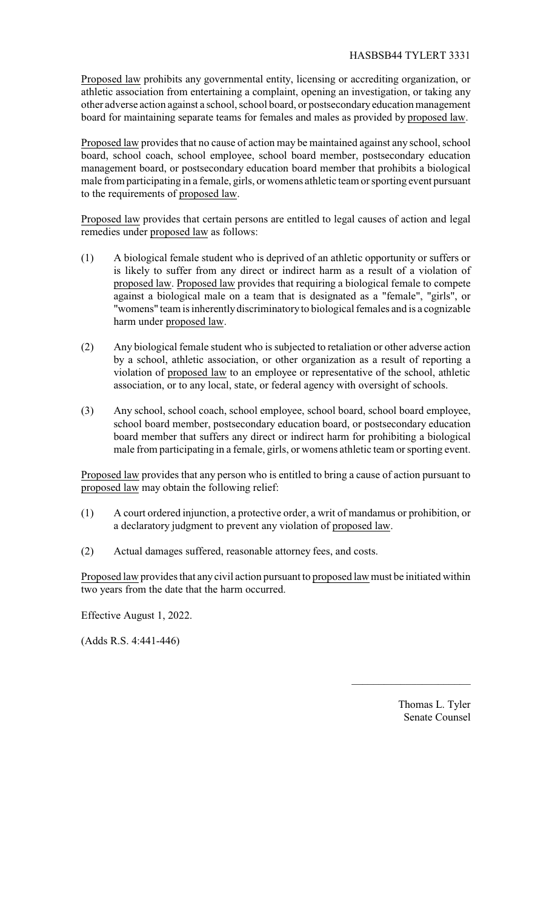Proposed law prohibits any governmental entity, licensing or accrediting organization, or athletic association from entertaining a complaint, opening an investigation, or taking any other adverse action against a school, school board, or postsecondary education management board for maintaining separate teams for females and males as provided by proposed law.

Proposed law provides that no cause of action may be maintained against any school, school board, school coach, school employee, school board member, postsecondary education management board, or postsecondary education board member that prohibits a biological male from participating in a female, girls, or womens athletic team or sporting event pursuant to the requirements of proposed law.

Proposed law provides that certain persons are entitled to legal causes of action and legal remedies under proposed law as follows:

(1) A biological female student who is deprived of an athletic opportunity or suffers or is likely to suffer from any direct or indirect harm as a result of a violation of proposed law. Proposed law provides that requiring a biological female to compete against a biological male on a team that is designated as a "female", "girls", or "womens" team is inherently discriminatory to biological females and is a cognizable harm under proposed law.

(2) Any biological female student who is subjected to retaliation or other adverse action by a school, athletic association, or other organization as a result of reporting a violation of proposed law to an employee or representative of the school, athletic association, or to any local, state, or federal agency with oversight of schools.

(3) Any school, school coach, school employee, school board, school board employee, school board member, postsecondary education board, or postsecondary education board member that suffers any direct or indirect harm for prohibiting a biological male from participating in a female, girls, or womens athletic team or sporting event.

Proposed law provides that any person who is entitled to bring a cause of action pursuant to proposed law may obtain the following relief:

(1) A court ordered injunction, a protective order, a writ of mandamus or prohibition, or a declaratory judgment to prevent any violation of proposed law.

(2) Actual damages suffered, reasonable attorney fees, and costs.

Proposed law provides that any civil action pursuant to proposed law must be initiated within two years from the date that the harm occurred.

Effective August 1, 2022.

(Adds R.S. 4:441-446)

Thomas L. Tyler
Senate Counsel